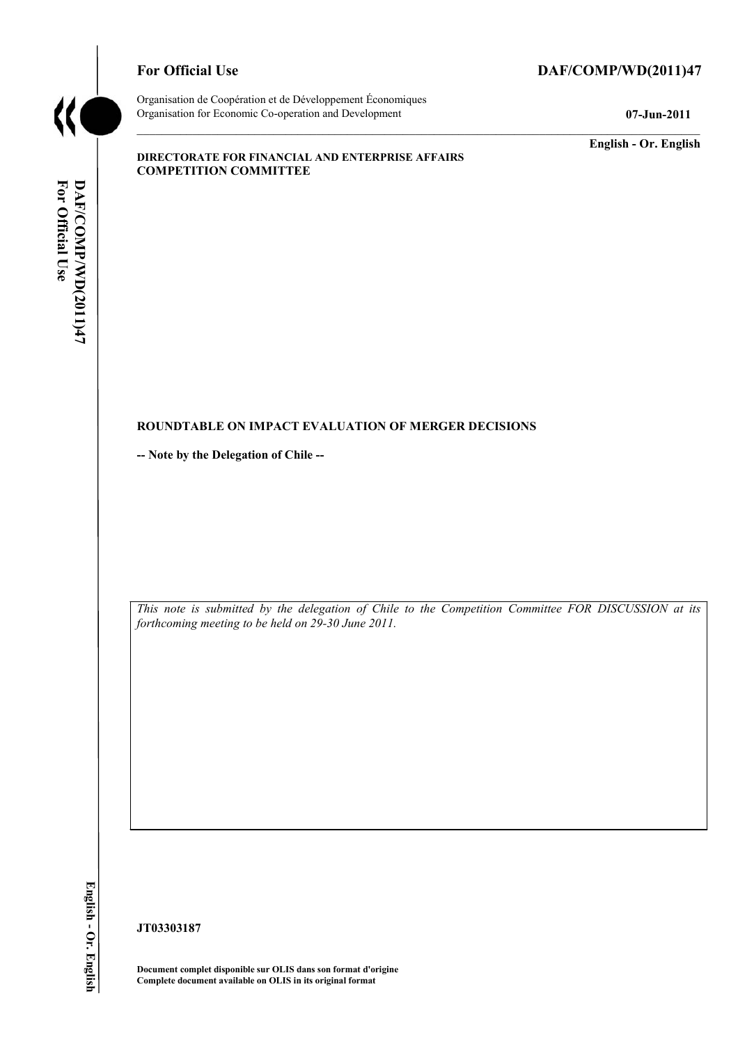**For Official Use** **DAF/COMP/WD(2011)47**

Organisation de Coopération et de Développement Économiques
Organisation for Economic Co-operation and Development **07-Jun-2011**

**English - Or. English**

**DIRECTORATE FOR FINANCIAL AND ENTERPRISE AFFAIRS**
**COMPETITION COMMITTEE**

**ROUNDTABLE ON IMPACT EVALUATION OF MERGER DECISIONS**

**-- Note by the Delegation of Chile --**

*This note is submitted by the delegation of Chile to the Competition Committee FOR DISCUSSION at its forthcoming meeting to be held on 29-30 June 2011.*

**JT03303187**

**Document complet disponible sur OLIS dans son format d'origine**
**Complete document available on OLIS in its original format**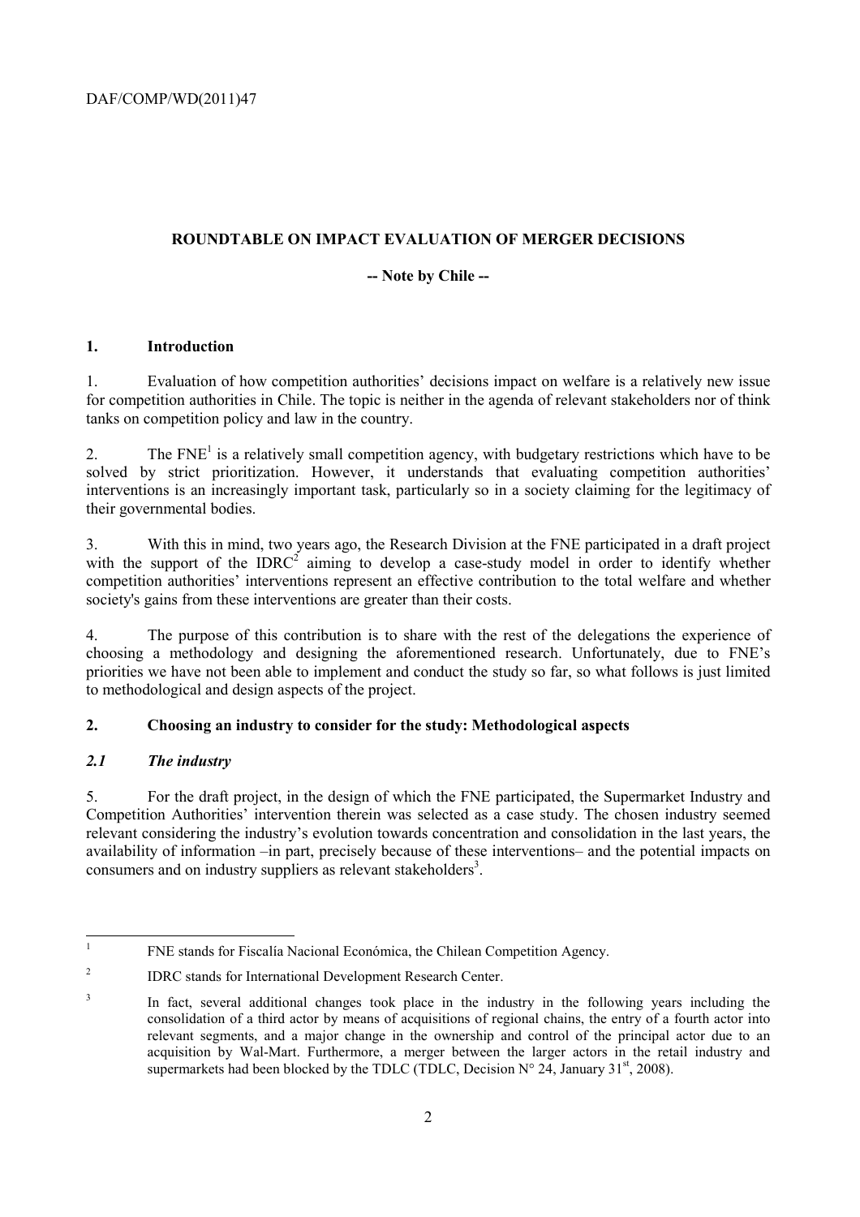## ROUNDTABLE ON IMPACT EVALUATION OF MERGER DECISIONS

**-- Note by Chile --**

### 1. Introduction

1. Evaluation of how competition authorities' decisions impact on welfare is a relatively new issue for competition authorities in Chile. The topic is neither in the agenda of relevant stakeholders nor of think tanks on competition policy and law in the country.

2. The FNE[1] is a relatively small competition agency, with budgetary restrictions which have to be solved by strict prioritization. However, it understands that evaluating competition authorities' interventions is an increasingly important task, particularly so in a society claiming for the legitimacy of their governmental bodies.

3. With this in mind, two years ago, the Research Division at the FNE participated in a draft project with the support of the IDRC[2] aiming to develop a case-study model in order to identify whether competition authorities' interventions represent an effective contribution to the total welfare and whether society's gains from these interventions are greater than their costs.

4. The purpose of this contribution is to share with the rest of the delegations the experience of choosing a methodology and designing the aforementioned research. Unfortunately, due to FNE's priorities we have not been able to implement and conduct the study so far, so what follows is just limited to methodological and design aspects of the project.

### 2. Choosing an industry to consider for the study: Methodological aspects

#### *2.1 The industry*

5. For the draft project, in the design of which the FNE participated, the Supermarket Industry and Competition Authorities' intervention therein was selected as a case study. The chosen industry seemed relevant considering the industry's evolution towards concentration and consolidation in the last years, the availability of information –in part, precisely because of these interventions– and the potential impacts on consumers and on industry suppliers as relevant stakeholders[3].

---

[1] FNE stands for Fiscalía Nacional Económica, the Chilean Competition Agency.

[2] IDRC stands for International Development Research Center.

[3] In fact, several additional changes took place in the industry in the following years including the consolidation of a third actor by means of acquisitions of regional chains, the entry of a fourth actor into relevant segments, and a major change in the ownership and control of the principal actor due to an acquisition by Wal-Mart. Furthermore, a merger between the larger actors in the retail industry and supermarkets had been blocked by the TDLC (TDLC, Decision N° 24, January 31st, 2008).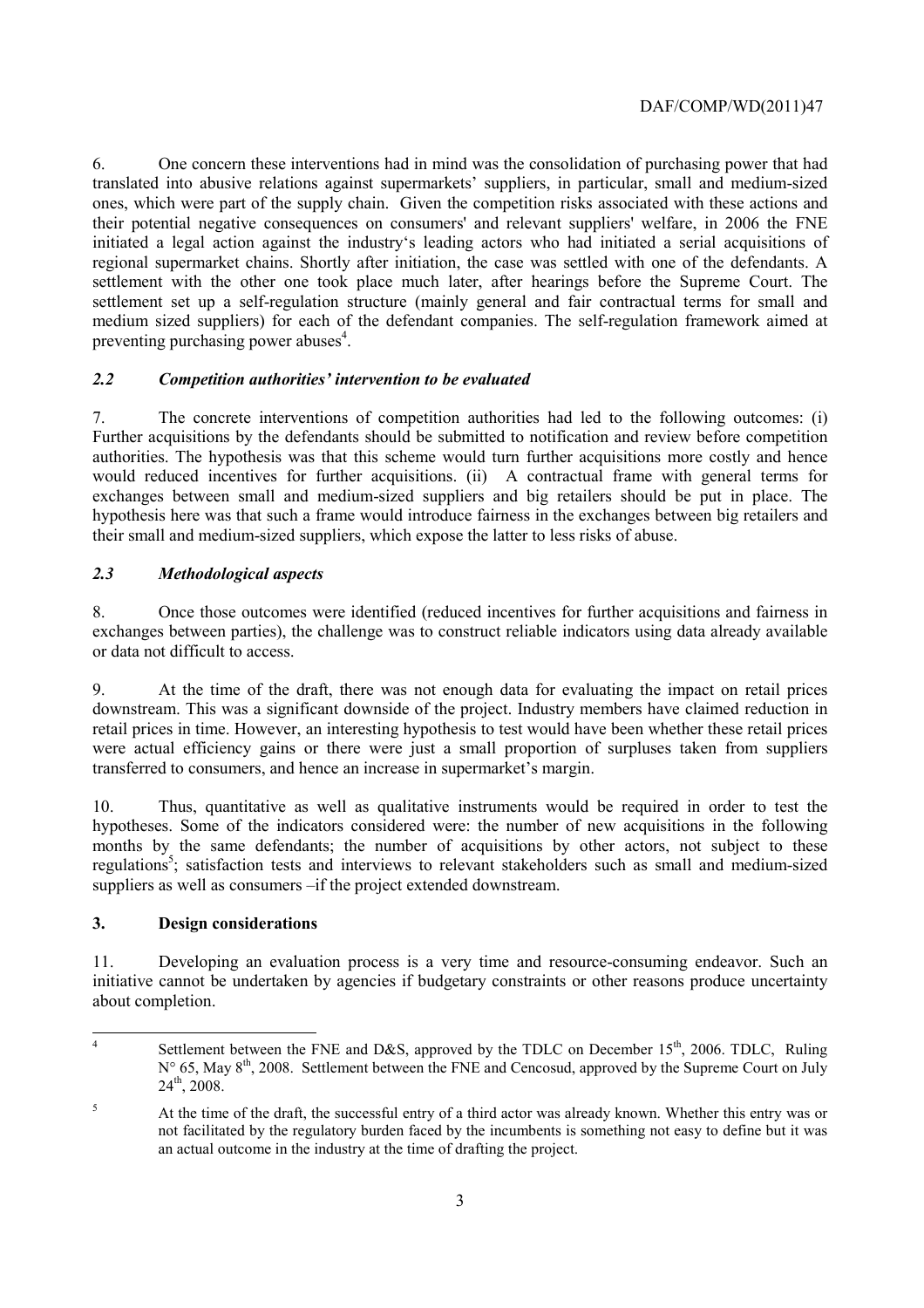6. One concern these interventions had in mind was the consolidation of purchasing power that had translated into abusive relations against supermarkets' suppliers, in particular, small and medium-sized ones, which were part of the supply chain. Given the competition risks associated with these actions and their potential negative consequences on consumers' and relevant suppliers' welfare, in 2006 the FNE initiated a legal action against the industry's leading actors who had initiated a serial acquisitions of regional supermarket chains. Shortly after initiation, the case was settled with one of the defendants. A settlement with the other one took place much later, after hearings before the Supreme Court. The settlement set up a self-regulation structure (mainly general and fair contractual terms for small and medium sized suppliers) for each of the defendant companies. The self-regulation framework aimed at preventing purchasing power abuses[4].

### *2.2 Competition authorities' intervention to be evaluated*

7. The concrete interventions of competition authorities had led to the following outcomes: (i) Further acquisitions by the defendants should be submitted to notification and review before competition authorities. The hypothesis was that this scheme would turn further acquisitions more costly and hence would reduced incentives for further acquisitions. (ii) A contractual frame with general terms for exchanges between small and medium-sized suppliers and big retailers should be put in place. The hypothesis here was that such a frame would introduce fairness in the exchanges between big retailers and their small and medium-sized suppliers, which expose the latter to less risks of abuse.

### *2.3 Methodological aspects*

8. Once those outcomes were identified (reduced incentives for further acquisitions and fairness in exchanges between parties), the challenge was to construct reliable indicators using data already available or data not difficult to access.

9. At the time of the draft, there was not enough data for evaluating the impact on retail prices downstream. This was a significant downside of the project. Industry members have claimed reduction in retail prices in time. However, an interesting hypothesis to test would have been whether these retail prices were actual efficiency gains or there were just a small proportion of surpluses taken from suppliers transferred to consumers, and hence an increase in supermarket's margin.

10. Thus, quantitative as well as qualitative instruments would be required in order to test the hypotheses. Some of the indicators considered were: the number of new acquisitions in the following months by the same defendants; the number of acquisitions by other actors, not subject to these regulations[5]; satisfaction tests and interviews to relevant stakeholders such as small and medium-sized suppliers as well as consumers –if the project extended downstream.

## 3. Design considerations

11. Developing an evaluation process is a very time and resource-consuming endeavor. Such an initiative cannot be undertaken by agencies if budgetary constraints or other reasons produce uncertainty about completion.

---

[4] Settlement between the FNE and D&S, approved by the TDLC on December 15th, 2006. TDLC, Ruling N° 65, May 8th, 2008. Settlement between the FNE and Cencosud, approved by the Supreme Court on July 24th, 2008.

[5] At the time of the draft, the successful entry of a third actor was already known. Whether this entry was or not facilitated by the regulatory burden faced by the incumbents is something not easy to define but it was an actual outcome in the industry at the time of drafting the project.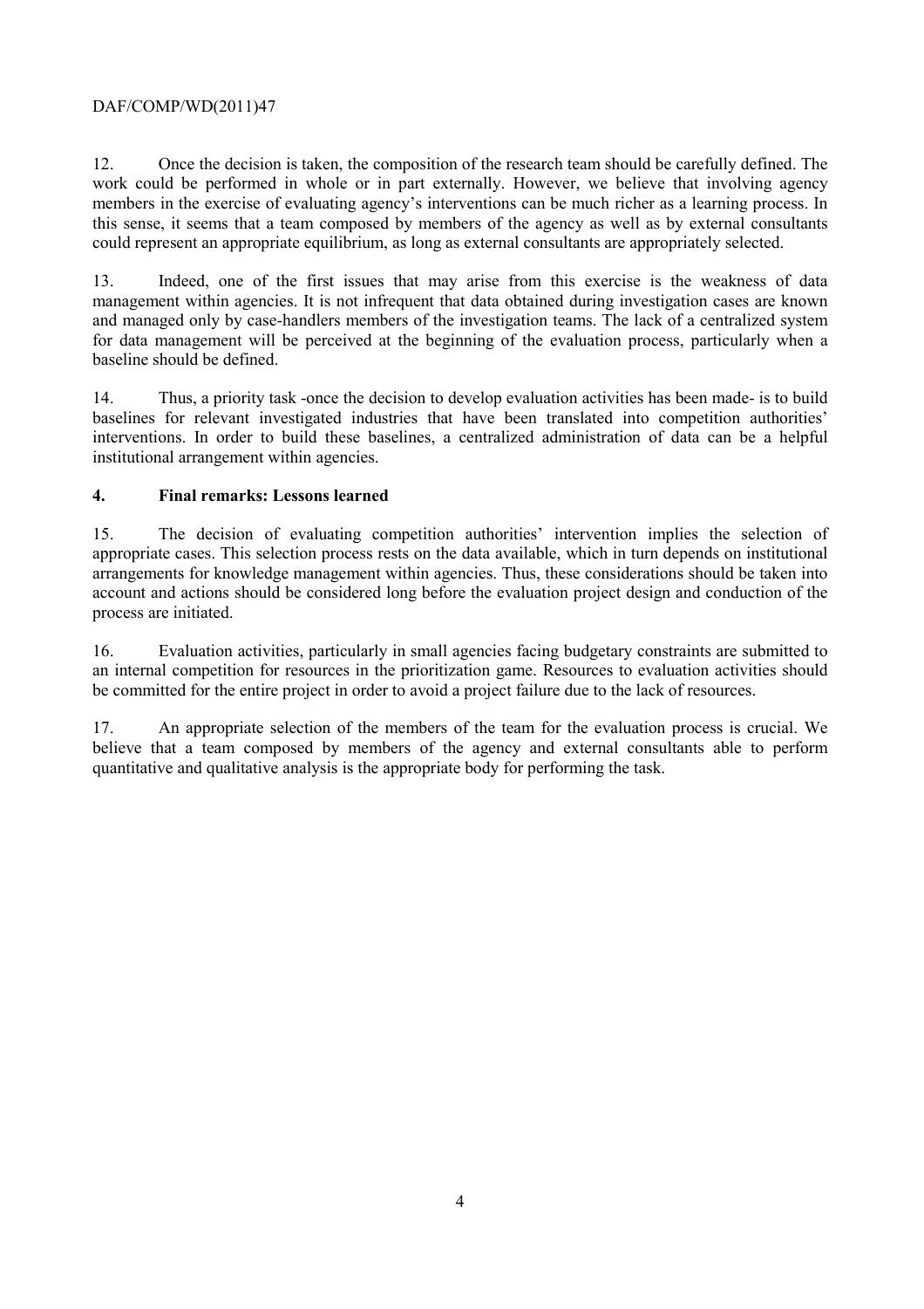12. Once the decision is taken, the composition of the research team should be carefully defined. The work could be performed in whole or in part externally. However, we believe that involving agency members in the exercise of evaluating agency's interventions can be much richer as a learning process. In this sense, it seems that a team composed by members of the agency as well as by external consultants could represent an appropriate equilibrium, as long as external consultants are appropriately selected.

13. Indeed, one of the first issues that may arise from this exercise is the weakness of data management within agencies. It is not infrequent that data obtained during investigation cases are known and managed only by case-handlers members of the investigation teams. The lack of a centralized system for data management will be perceived at the beginning of the evaluation process, particularly when a baseline should be defined.

14. Thus, a priority task -once the decision to develop evaluation activities has been made- is to build baselines for relevant investigated industries that have been translated into competition authorities' interventions. In order to build these baselines, a centralized administration of data can be a helpful institutional arrangement within agencies.

## 4. Final remarks: Lessons learned

15. The decision of evaluating competition authorities' intervention implies the selection of appropriate cases. This selection process rests on the data available, which in turn depends on institutional arrangements for knowledge management within agencies. Thus, these considerations should be taken into account and actions should be considered long before the evaluation project design and conduction of the process are initiated.

16. Evaluation activities, particularly in small agencies facing budgetary constraints are submitted to an internal competition for resources in the prioritization game. Resources to evaluation activities should be committed for the entire project in order to avoid a project failure due to the lack of resources.

17. An appropriate selection of the members of the team for the evaluation process is crucial. We believe that a team composed by members of the agency and external consultants able to perform quantitative and qualitative analysis is the appropriate body for performing the task.